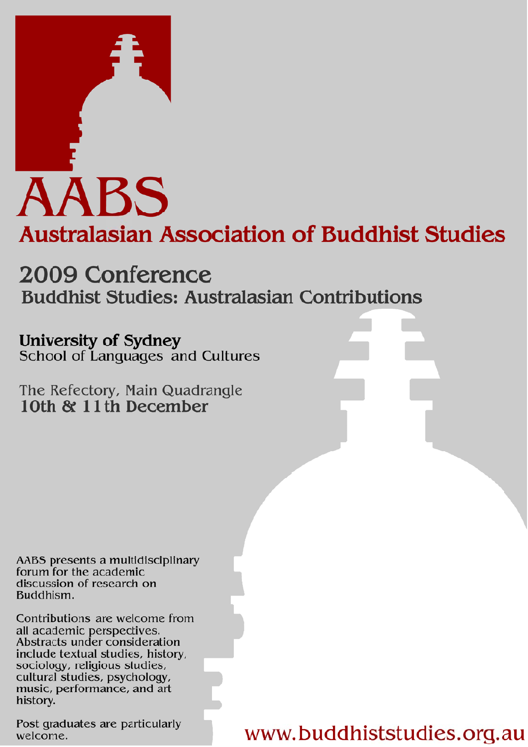# AABS

## Australasian Association of Buddhist Studies

## 2009 Conference

### Buddhist Studies: Australasian Contributions

**University of Sydney**
School of Languages and Cultures

The Refectory, Main Quadrangle
**10th & 11th December**

AABS presents a multidisciplinary forum for the academic discussion of research on Buddhism.

Contributions are welcome from all academic perspectives. Abstracts under consideration include textual studies, history, sociology, religious studies, cultural studies, psychology, music, performance, and art history.

Post graduates are particularly welcome.

www.buddhiststudies.org.au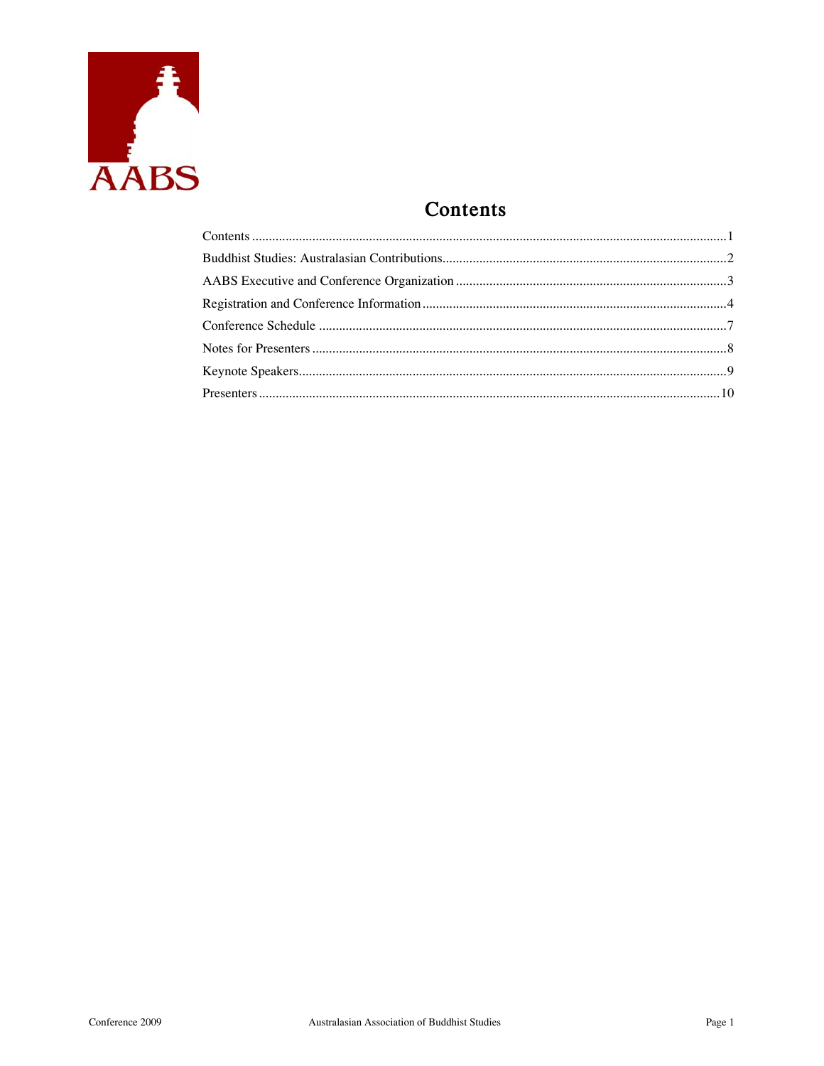AABS

# Contents

Contents ..... 1

Buddhist Studies: Australasian Contributions ..... 2

AABS Executive and Conference Organization ..... 3

Registration and Conference Information ..... 4

Conference Schedule ..... 7

Notes for Presenters ..... 8

Keynote Speakers ..... 9

Presenters ..... 10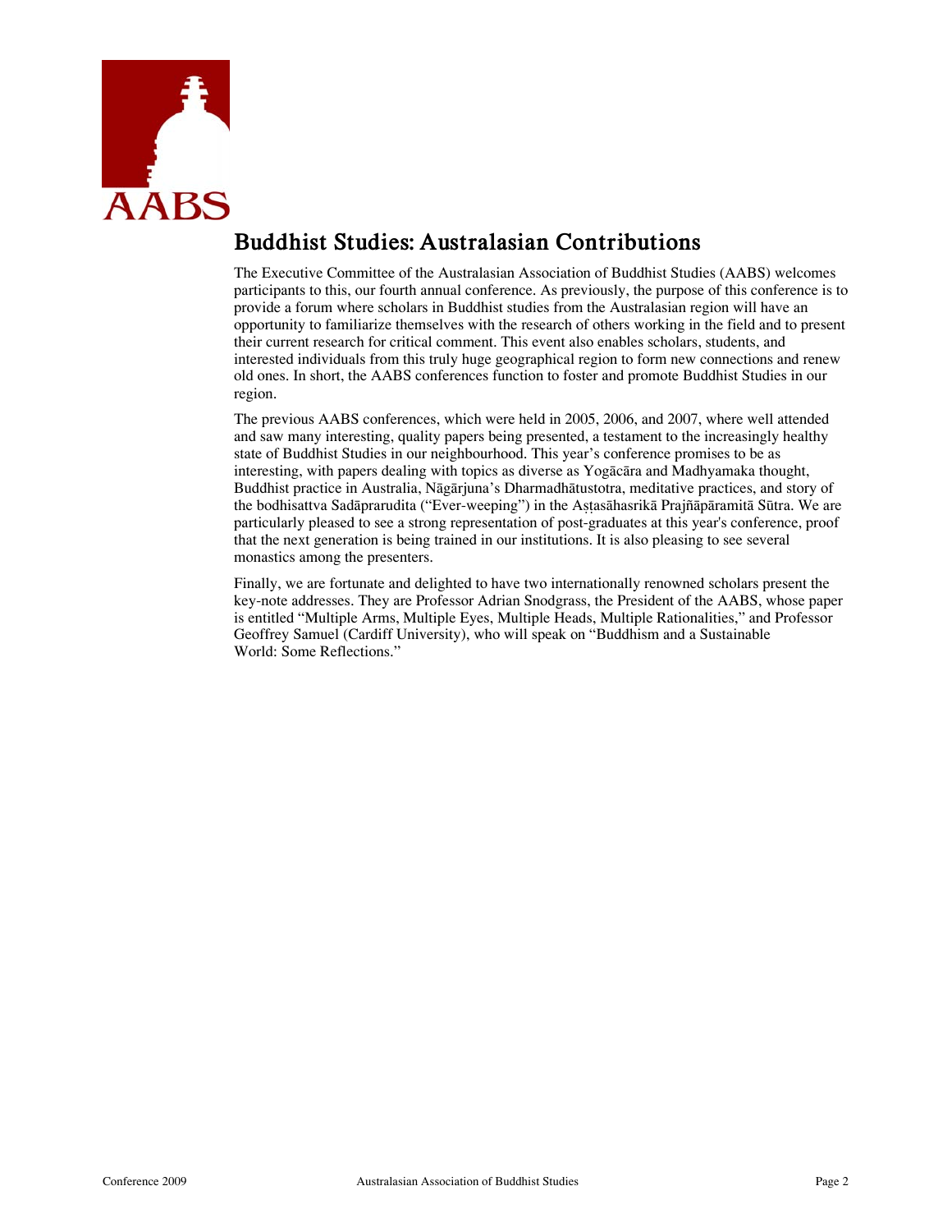AABS

# Buddhist Studies: Australasian Contributions

The Executive Committee of the Australasian Association of Buddhist Studies (AABS) welcomes participants to this, our fourth annual conference. As previously, the purpose of this conference is to provide a forum where scholars in Buddhist studies from the Australasian region will have an opportunity to familiarize themselves with the research of others working in the field and to present their current research for critical comment. This event also enables scholars, students, and interested individuals from this truly huge geographical region to form new connections and renew old ones. In short, the AABS conferences function to foster and promote Buddhist Studies in our region.

The previous AABS conferences, which were held in 2005, 2006, and 2007, where well attended and saw many interesting, quality papers being presented, a testament to the increasingly healthy state of Buddhist Studies in our neighbourhood. This year's conference promises to be as interesting, with papers dealing with topics as diverse as Yogācāra and Madhyamaka thought, Buddhist practice in Australia, Nāgārjuna's Dharmadhātustotra, meditative practices, and story of the bodhisattva Sadāprarudita ("Ever-weeping") in the Aṣṭasāhasrikā Prajñāpāramitā Sūtra. We are particularly pleased to see a strong representation of post-graduates at this year's conference, proof that the next generation is being trained in our institutions. It is also pleasing to see several monastics among the presenters.

Finally, we are fortunate and delighted to have two internationally renowned scholars present the key-note addresses. They are Professor Adrian Snodgrass, the President of the AABS, whose paper is entitled "Multiple Arms, Multiple Eyes, Multiple Heads, Multiple Rationalities," and Professor Geoffrey Samuel (Cardiff University), who will speak on "Buddhism and a Sustainable World: Some Reflections."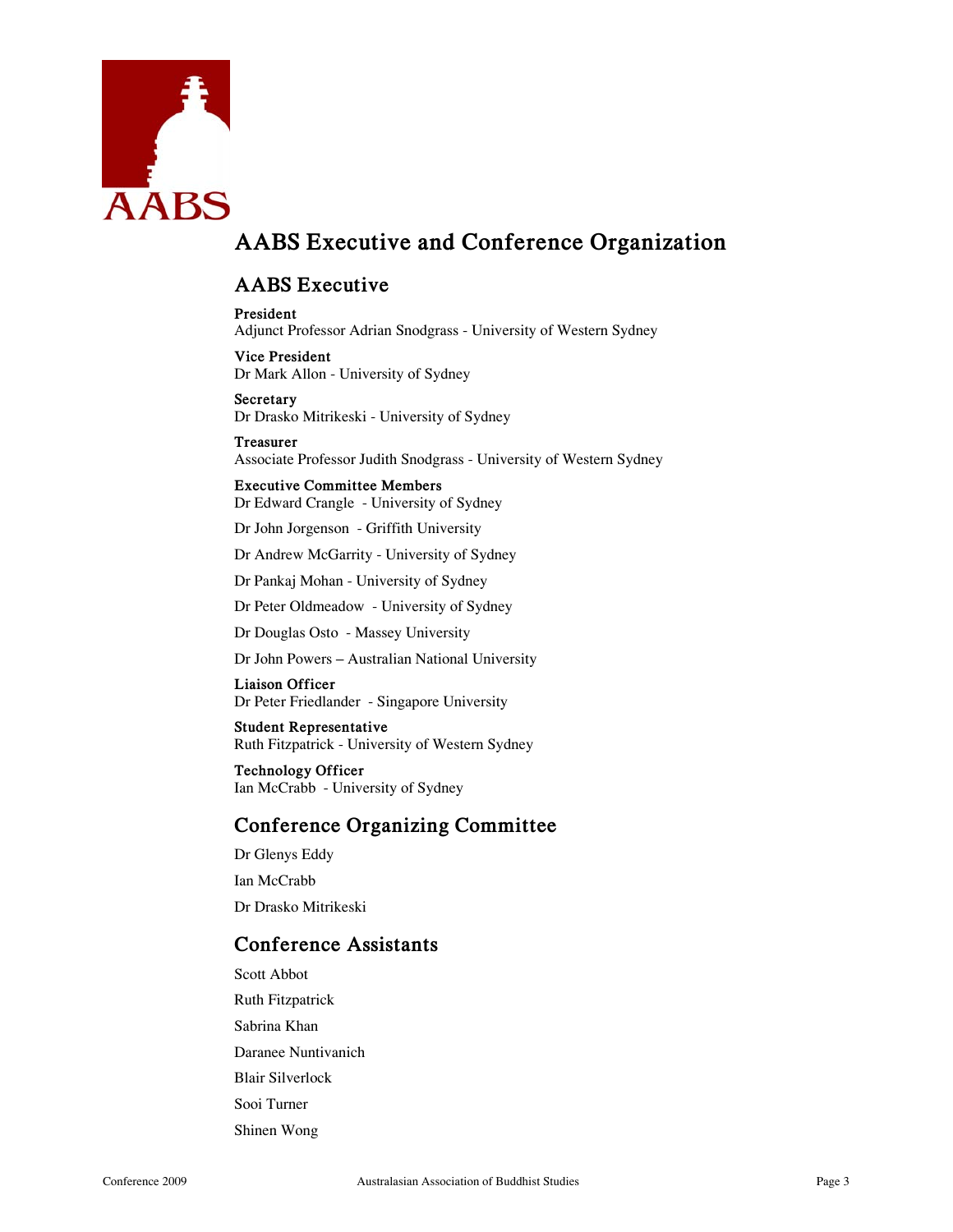# AABS Executive and Conference Organization

## AABS Executive

**President**
Adjunct Professor Adrian Snodgrass - University of Western Sydney

**Vice President**
Dr Mark Allon - University of Sydney

**Secretary**
Dr Drasko Mitrikeski - University of Sydney

**Treasurer**
Associate Professor Judith Snodgrass - University of Western Sydney

**Executive Committee Members**
Dr Edward Crangle - University of Sydney

Dr John Jorgenson - Griffith University

Dr Andrew McGarrity - University of Sydney

Dr Pankaj Mohan - University of Sydney

Dr Peter Oldmeadow - University of Sydney

Dr Douglas Osto - Massey University

Dr John Powers – Australian National University

**Liaison Officer**
Dr Peter Friedlander - Singapore University

**Student Representative**
Ruth Fitzpatrick - University of Western Sydney

**Technology Officer**
Ian McCrabb - University of Sydney

## Conference Organizing Committee

Dr Glenys Eddy

Ian McCrabb

Dr Drasko Mitrikeski

## Conference Assistants

Scott Abbot

Ruth Fitzpatrick

Sabrina Khan

Daranee Nuntivanich

Blair Silverlock

Sooi Turner

Shinen Wong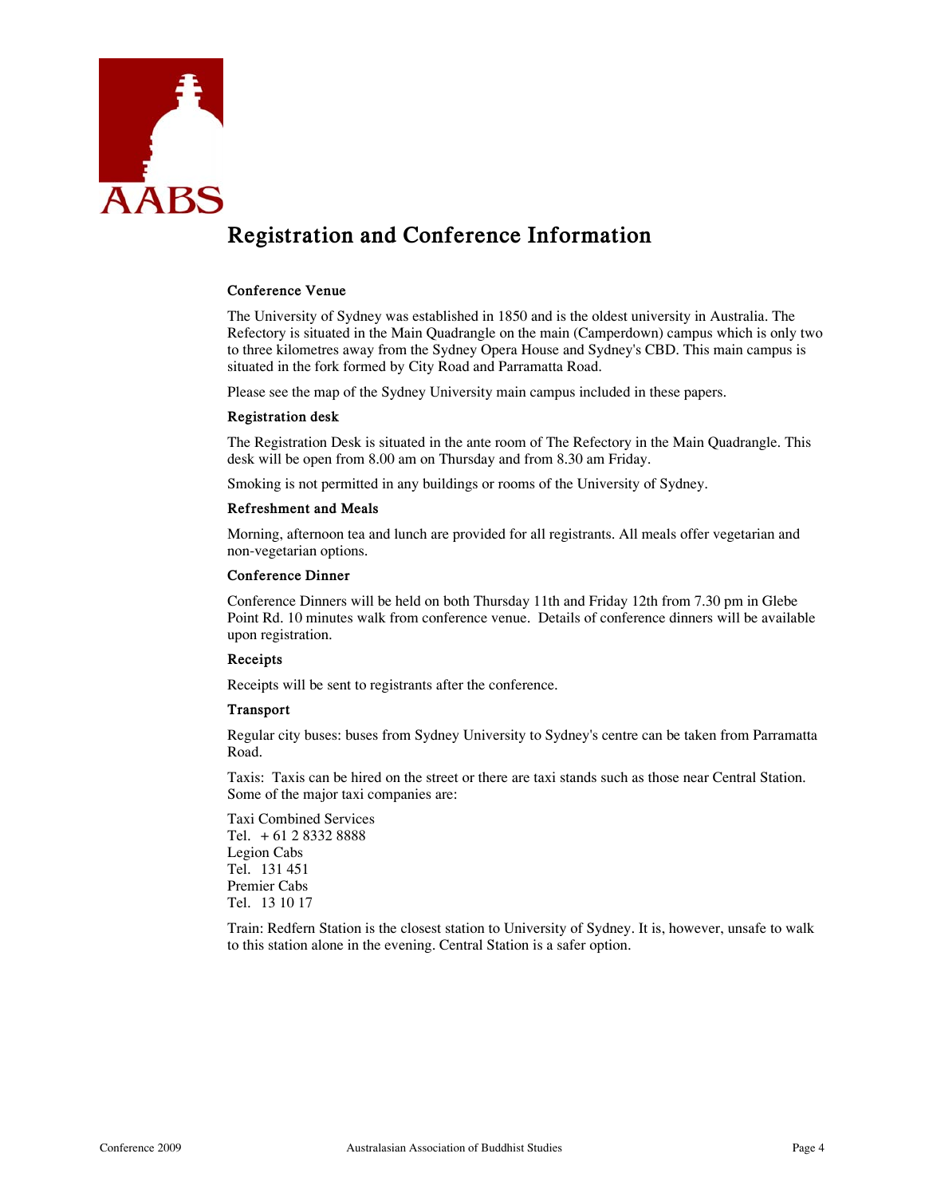# Registration and Conference Information

### Conference Venue

The University of Sydney was established in 1850 and is the oldest university in Australia. The Refectory is situated in the Main Quadrangle on the main (Camperdown) campus which is only two to three kilometres away from the Sydney Opera House and Sydney's CBD. This main campus is situated in the fork formed by City Road and Parramatta Road.

Please see the map of the Sydney University main campus included in these papers.

### Registration desk

The Registration Desk is situated in the ante room of The Refectory in the Main Quadrangle. This desk will be open from 8.00 am on Thursday and from 8.30 am Friday.

Smoking is not permitted in any buildings or rooms of the University of Sydney.

### Refreshment and Meals

Morning, afternoon tea and lunch are provided for all registrants. All meals offer vegetarian and non-vegetarian options.

### Conference Dinner

Conference Dinners will be held on both Thursday 11th and Friday 12th from 7.30 pm in Glebe Point Rd. 10 minutes walk from conference venue. Details of conference dinners will be available upon registration.

### Receipts

Receipts will be sent to registrants after the conference.

### Transport

Regular city buses: buses from Sydney University to Sydney's centre can be taken from Parramatta Road.

Taxis: Taxis can be hired on the street or there are taxi stands such as those near Central Station. Some of the major taxi companies are:

Taxi Combined Services  
Tel. + 61 2 8332 8888  
Legion Cabs  
Tel. 131 451  
Premier Cabs  
Tel. 13 10 17

Train: Redfern Station is the closest station to University of Sydney. It is, however, unsafe to walk to this station alone in the evening. Central Station is a safer option.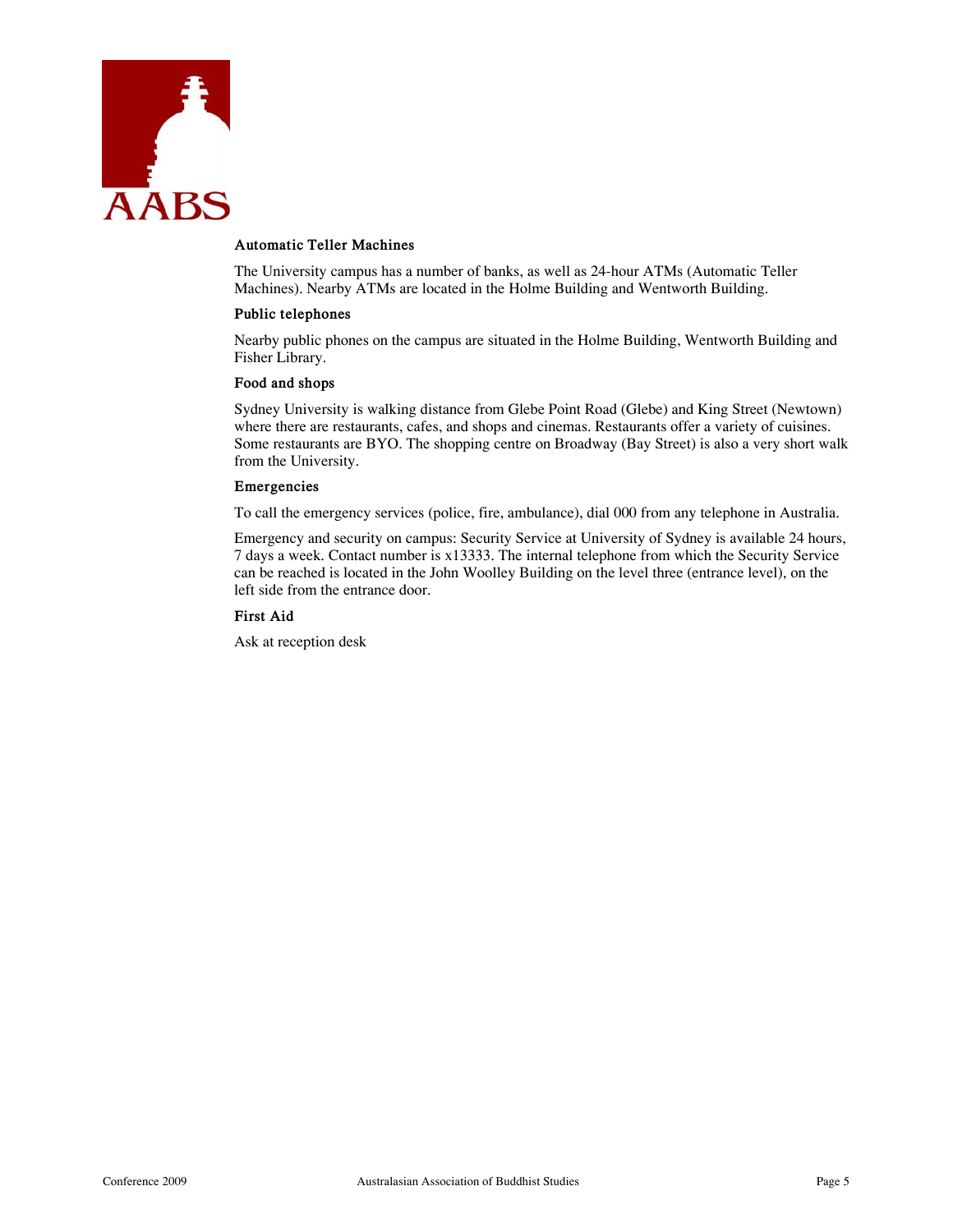### Automatic Teller Machines

The University campus has a number of banks, as well as 24-hour ATMs (Automatic Teller Machines). Nearby ATMs are located in the Holme Building and Wentworth Building.

### Public telephones

Nearby public phones on the campus are situated in the Holme Building, Wentworth Building and Fisher Library.

### Food and shops

Sydney University is walking distance from Glebe Point Road (Glebe) and King Street (Newtown) where there are restaurants, cafes, and shops and cinemas. Restaurants offer a variety of cuisines. Some restaurants are BYO. The shopping centre on Broadway (Bay Street) is also a very short walk from the University.

### Emergencies

To call the emergency services (police, fire, ambulance), dial 000 from any telephone in Australia.

Emergency and security on campus: Security Service at University of Sydney is available 24 hours, 7 days a week. Contact number is x13333. The internal telephone from which the Security Service can be reached is located in the John Woolley Building on the level three (entrance level), on the left side from the entrance door.

### First Aid

Ask at reception desk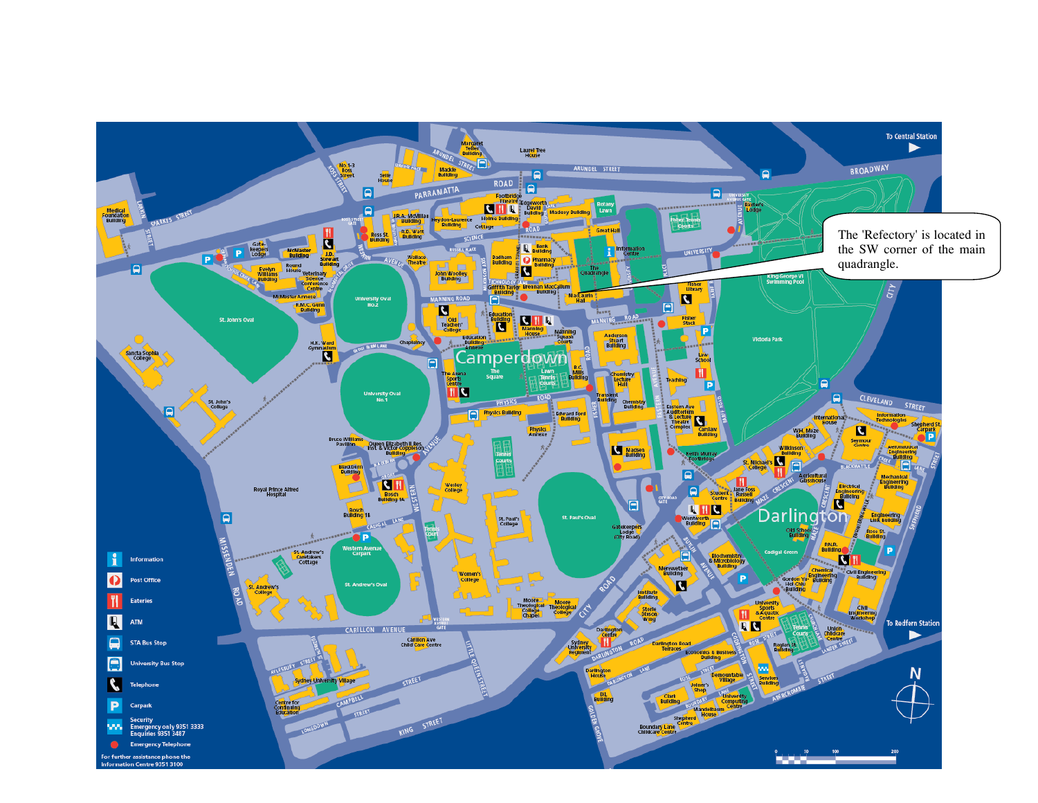The 'Refectory' is located in the SW corner of the main quadrangle.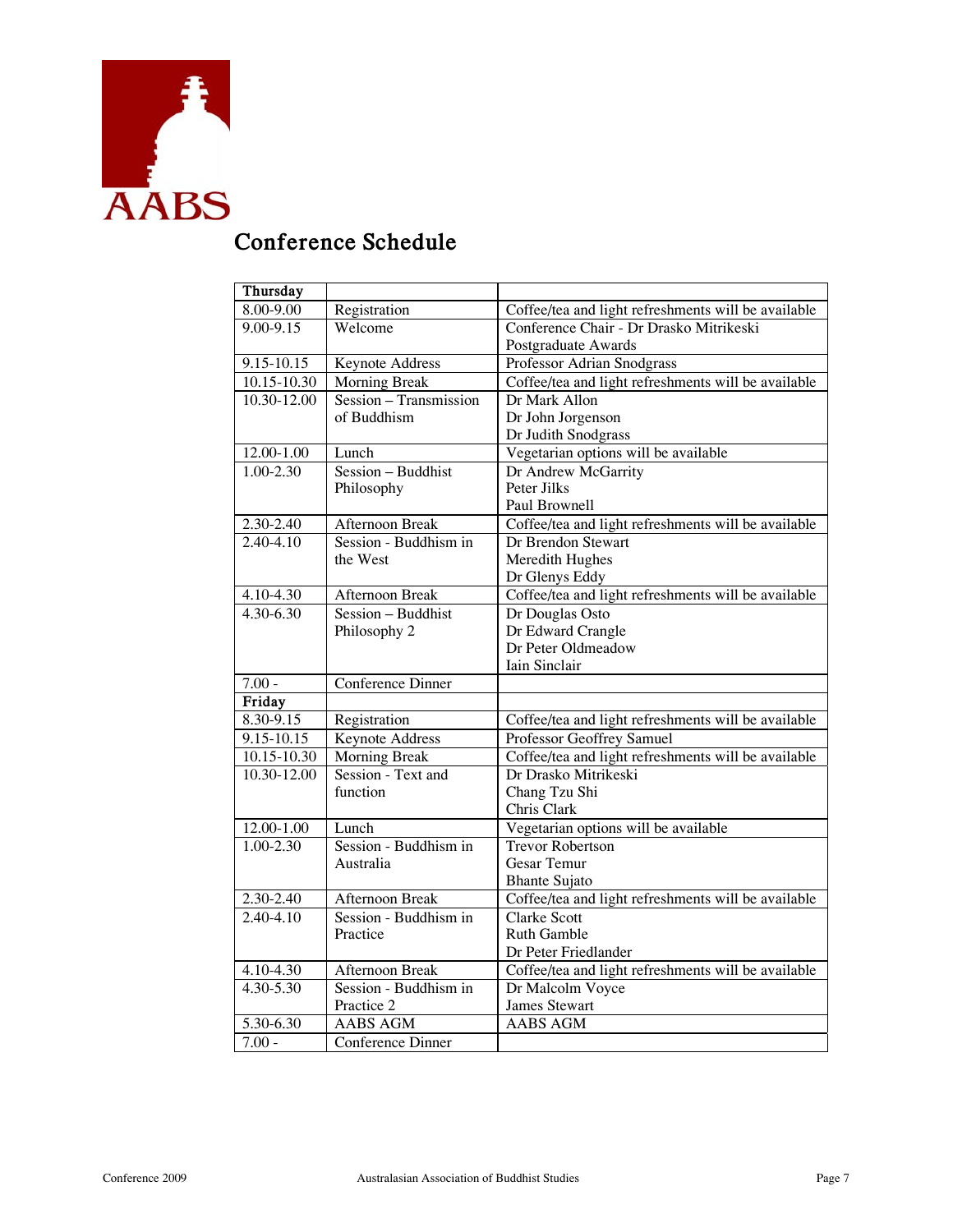AABS

# Conference Schedule

| Thursday | | |
|---|---|---|
| 8.00-9.00 | Registration | Coffee/tea and light refreshments will be available |
| 9.00-9.15 | Welcome | Conference Chair - Dr Drasko Mitrikeski<br>Postgraduate Awards |
| 9.15-10.15 | Keynote Address | Professor Adrian Snodgrass |
| 10.15-10.30 | Morning Break | Coffee/tea and light refreshments will be available |
| 10.30-12.00 | Session – Transmission of Buddhism | Dr Mark Allon<br>Dr John Jorgenson<br>Dr Judith Snodgrass |
| 12.00-1.00 | Lunch | Vegetarian options will be available |
| 1.00-2.30 | Session – Buddhist Philosophy | Dr Andrew McGarrity<br>Peter Jilks<br>Paul Brownell |
| 2.30-2.40 | Afternoon Break | Coffee/tea and light refreshments will be available |
| 2.40-4.10 | Session - Buddhism in the West | Dr Brendon Stewart<br>Meredith Hughes<br>Dr Glenys Eddy |
| 4.10-4.30 | Afternoon Break | Coffee/tea and light refreshments will be available |
| 4.30-6.30 | Session – Buddhist Philosophy 2 | Dr Douglas Osto<br>Dr Edward Crangle<br>Dr Peter Oldmeadow<br>Iain Sinclair |
| 7.00 - | Conference Dinner | |
| **Friday** | | |
| 8.30-9.15 | Registration | Coffee/tea and light refreshments will be available |
| 9.15-10.15 | Keynote Address | Professor Geoffrey Samuel |
| 10.15-10.30 | Morning Break | Coffee/tea and light refreshments will be available |
| 10.30-12.00 | Session - Text and function | Dr Drasko Mitrikeski<br>Chang Tzu Shi<br>Chris Clark |
| 12.00-1.00 | Lunch | Vegetarian options will be available |
| 1.00-2.30 | Session - Buddhism in Australia | Trevor Robertson<br>Gesar Temur<br>Bhante Sujato |
| 2.30-2.40 | Afternoon Break | Coffee/tea and light refreshments will be available |
| 2.40-4.10 | Session - Buddhism in Practice | Clarke Scott<br>Ruth Gamble<br>Dr Peter Friedlander |
| 4.10-4.30 | Afternoon Break | Coffee/tea and light refreshments will be available |
| 4.30-5.30 | Session - Buddhism in Practice 2 | Dr Malcolm Voyce<br>James Stewart |
| 5.30-6.30 | AABS AGM | AABS AGM |
| 7.00 - | Conference Dinner | |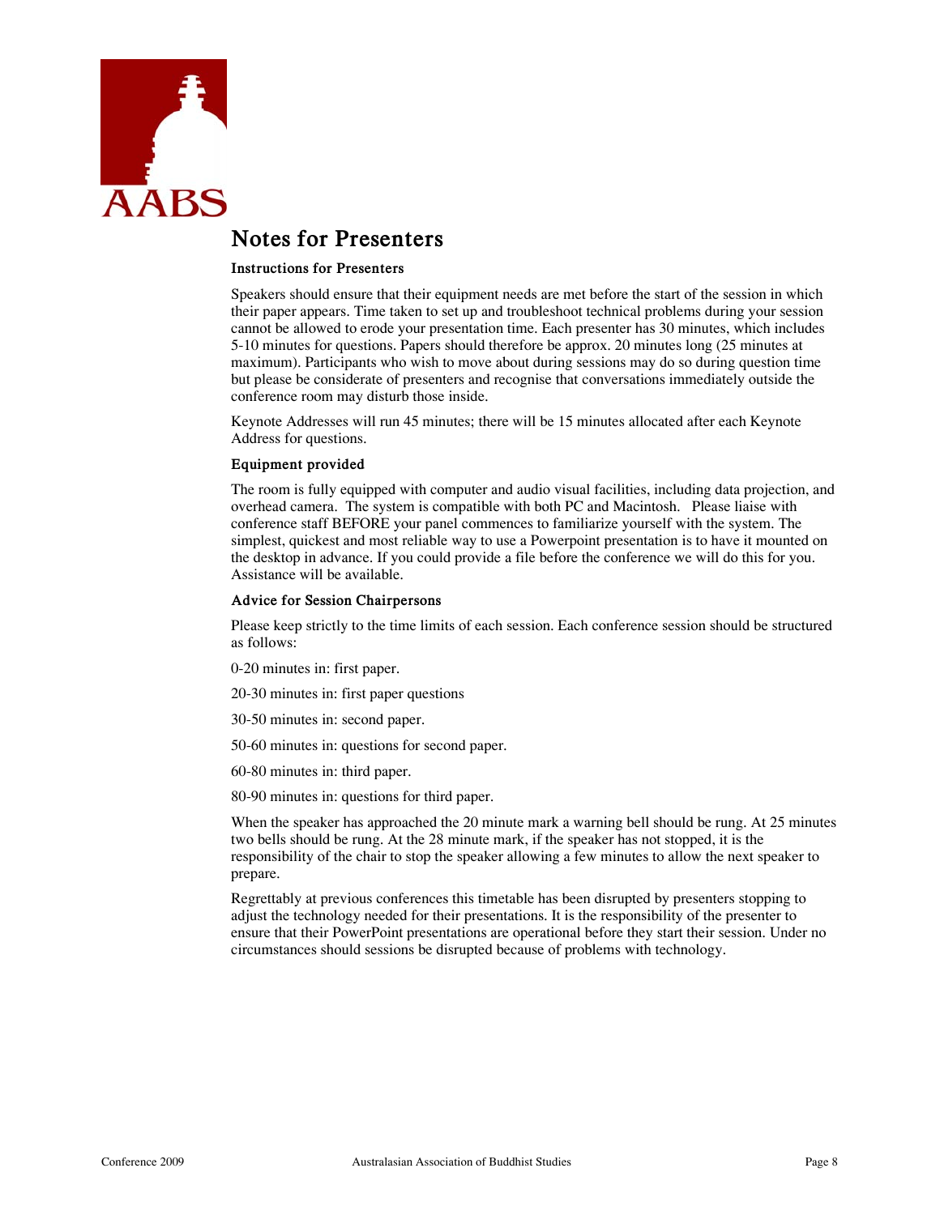# Notes for Presenters

### Instructions for Presenters

Speakers should ensure that their equipment needs are met before the start of the session in which their paper appears. Time taken to set up and troubleshoot technical problems during your session cannot be allowed to erode your presentation time. Each presenter has 30 minutes, which includes 5-10 minutes for questions. Papers should therefore be approx. 20 minutes long (25 minutes at maximum). Participants who wish to move about during sessions may do so during question time but please be considerate of presenters and recognise that conversations immediately outside the conference room may disturb those inside.

Keynote Addresses will run 45 minutes; there will be 15 minutes allocated after each Keynote Address for questions.

### Equipment provided

The room is fully equipped with computer and audio visual facilities, including data projection, and overhead camera. The system is compatible with both PC and Macintosh. Please liaise with conference staff BEFORE your panel commences to familiarize yourself with the system. The simplest, quickest and most reliable way to use a Powerpoint presentation is to have it mounted on the desktop in advance. If you could provide a file before the conference we will do this for you. Assistance will be available.

### Advice for Session Chairpersons

Please keep strictly to the time limits of each session. Each conference session should be structured as follows:

0-20 minutes in: first paper.

20-30 minutes in: first paper questions

30-50 minutes in: second paper.

50-60 minutes in: questions for second paper.

60-80 minutes in: third paper.

80-90 minutes in: questions for third paper.

When the speaker has approached the 20 minute mark a warning bell should be rung. At 25 minutes two bells should be rung. At the 28 minute mark, if the speaker has not stopped, it is the responsibility of the chair to stop the speaker allowing a few minutes to allow the next speaker to prepare.

Regrettably at previous conferences this timetable has been disrupted by presenters stopping to adjust the technology needed for their presentations. It is the responsibility of the presenter to ensure that their PowerPoint presentations are operational before they start their session. Under no circumstances should sessions be disrupted because of problems with technology.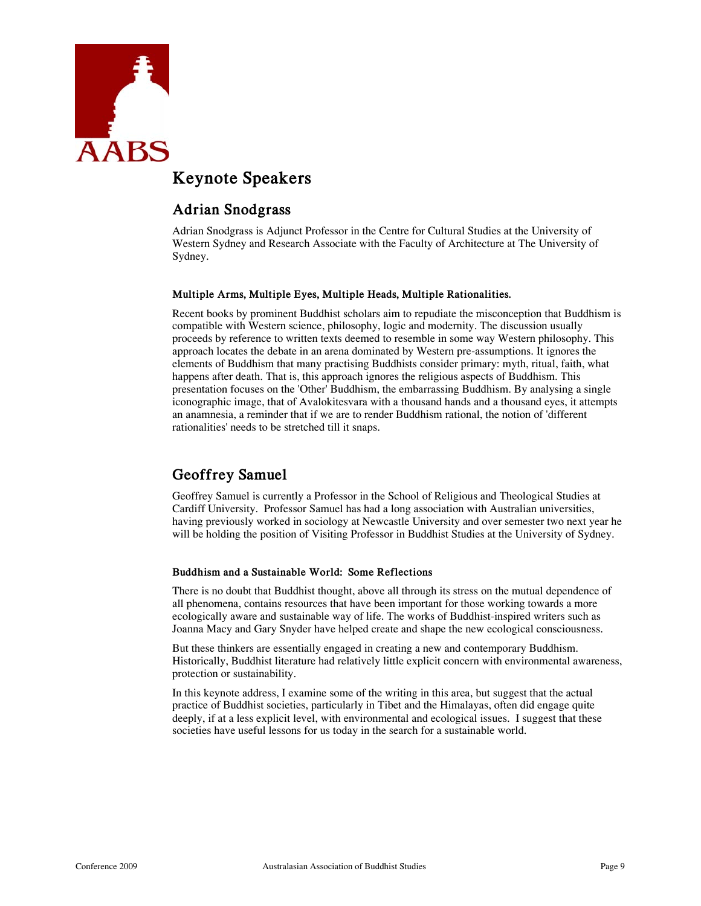# Keynote Speakers

## Adrian Snodgrass

Adrian Snodgrass is Adjunct Professor in the Centre for Cultural Studies at the University of Western Sydney and Research Associate with the Faculty of Architecture at The University of Sydney.

#### Multiple Arms, Multiple Eyes, Multiple Heads, Multiple Rationalities.

Recent books by prominent Buddhist scholars aim to repudiate the misconception that Buddhism is compatible with Western science, philosophy, logic and modernity. The discussion usually proceeds by reference to written texts deemed to resemble in some way Western philosophy. This approach locates the debate in an arena dominated by Western pre-assumptions. It ignores the elements of Buddhism that many practising Buddhists consider primary: myth, ritual, faith, what happens after death. That is, this approach ignores the religious aspects of Buddhism. This presentation focuses on the 'Other' Buddhism, the embarrassing Buddhism. By analysing a single iconographic image, that of Avalokitesvara with a thousand hands and a thousand eyes, it attempts an anamnesia, a reminder that if we are to render Buddhism rational, the notion of 'different rationalities' needs to be stretched till it snaps.

## Geoffrey Samuel

Geoffrey Samuel is currently a Professor in the School of Religious and Theological Studies at Cardiff University. Professor Samuel has had a long association with Australian universities, having previously worked in sociology at Newcastle University and over semester two next year he will be holding the position of Visiting Professor in Buddhist Studies at the University of Sydney.

#### Buddhism and a Sustainable World: Some Reflections

There is no doubt that Buddhist thought, above all through its stress on the mutual dependence of all phenomena, contains resources that have been important for those working towards a more ecologically aware and sustainable way of life. The works of Buddhist-inspired writers such as Joanna Macy and Gary Snyder have helped create and shape the new ecological consciousness.

But these thinkers are essentially engaged in creating a new and contemporary Buddhism. Historically, Buddhist literature had relatively little explicit concern with environmental awareness, protection or sustainability.

In this keynote address, I examine some of the writing in this area, but suggest that the actual practice of Buddhist societies, particularly in Tibet and the Himalayas, often did engage quite deeply, if at a less explicit level, with environmental and ecological issues. I suggest that these societies have useful lessons for us today in the search for a sustainable world.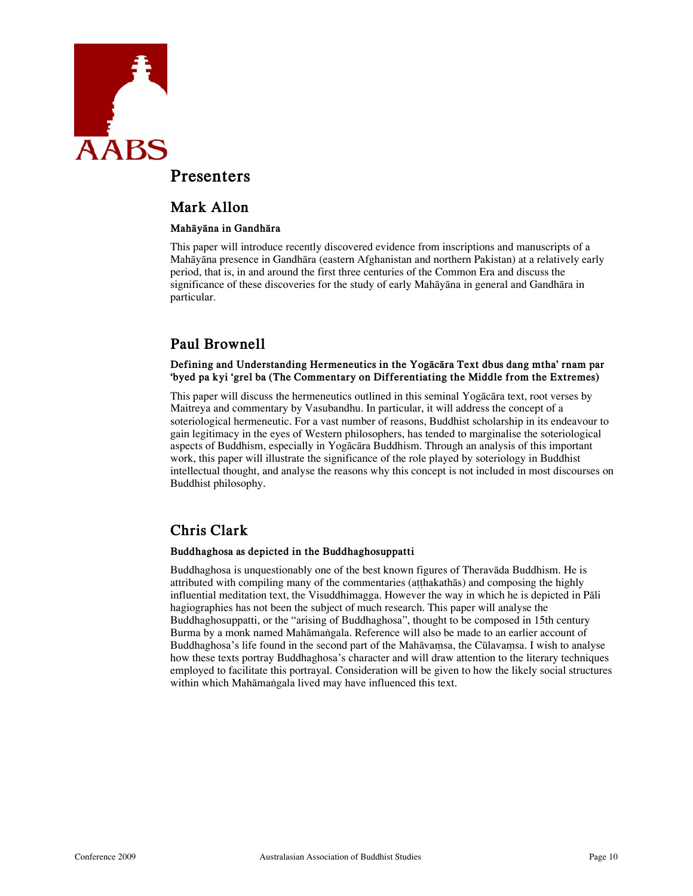# Presenters

## Mark Allon

### Mahāyāna in Gandhāra

This paper will introduce recently discovered evidence from inscriptions and manuscripts of a Mahāyāna presence in Gandhāra (eastern Afghanistan and northern Pakistan) at a relatively early period, that is, in and around the first three centuries of the Common Era and discuss the significance of these discoveries for the study of early Mahāyāna in general and Gandhāra in particular.

## Paul Brownell

### Defining and Understanding Hermeneutics in the Yogācāra Text dbus dang mtha' rnam par 'byed pa kyi 'grel ba (The Commentary on Differentiating the Middle from the Extremes)

This paper will discuss the hermeneutics outlined in this seminal Yogācāra text, root verses by Maitreya and commentary by Vasubandhu. In particular, it will address the concept of a soteriological hermeneutic. For a vast number of reasons, Buddhist scholarship in its endeavour to gain legitimacy in the eyes of Western philosophers, has tended to marginalise the soteriological aspects of Buddhism, especially in Yogācāra Buddhism. Through an analysis of this important work, this paper will illustrate the significance of the role played by soteriology in Buddhist intellectual thought, and analyse the reasons why this concept is not included in most discourses on Buddhist philosophy.

## Chris Clark

### Buddhaghosa as depicted in the Buddhaghosuppatti

Buddhaghosa is unquestionably one of the best known figures of Theravāda Buddhism. He is attributed with compiling many of the commentaries (aṭṭhakathās) and composing the highly influential meditation text, the Visuddhimagga. However the way in which he is depicted in Pāli hagiographies has not been the subject of much research. This paper will analyse the Buddhaghosuppatti, or the "arising of Buddhaghosa", thought to be composed in 15th century Burma by a monk named Mahāmaṅgala. Reference will also be made to an earlier account of Buddhaghosa's life found in the second part of the Mahāvaṃsa, the Cūlavaṃsa. I wish to analyse how these texts portray Buddhaghosa's character and will draw attention to the literary techniques employed to facilitate this portrayal. Consideration will be given to how the likely social structures within which Mahāmaṅgala lived may have influenced this text.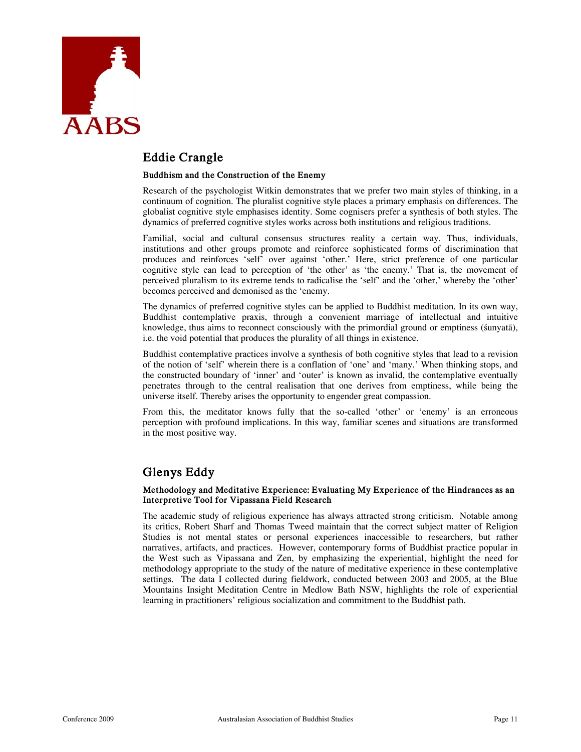## Eddie Crangle

### Buddhism and the Construction of the Enemy

Research of the psychologist Witkin demonstrates that we prefer two main styles of thinking, in a continuum of cognition. The pluralist cognitive style places a primary emphasis on differences. The globalist cognitive style emphasises identity. Some cognisers prefer a synthesis of both styles. The dynamics of preferred cognitive styles works across both institutions and religious traditions.

Familial, social and cultural consensus structures reality a certain way. Thus, individuals, institutions and other groups promote and reinforce sophisticated forms of discrimination that produces and reinforces 'self' over against 'other.' Here, strict preference of one particular cognitive style can lead to perception of 'the other' as 'the enemy.' That is, the movement of perceived pluralism to its extreme tends to radicalise the 'self' and the 'other,' whereby the 'other' becomes perceived and demonised as the 'enemy.

The dynamics of preferred cognitive styles can be applied to Buddhist meditation. In its own way, Buddhist contemplative praxis, through a convenient marriage of intellectual and intuitive knowledge, thus aims to reconnect consciously with the primordial ground or emptiness (śunyatā), i.e. the void potential that produces the plurality of all things in existence.

Buddhist contemplative practices involve a synthesis of both cognitive styles that lead to a revision of the notion of 'self' wherein there is a conflation of 'one' and 'many.' When thinking stops, and the constructed boundary of 'inner' and 'outer' is known as invalid, the contemplative eventually penetrates through to the central realisation that one derives from emptiness, while being the universe itself. Thereby arises the opportunity to engender great compassion.

From this, the meditator knows fully that the so-called 'other' or 'enemy' is an erroneous perception with profound implications. In this way, familiar scenes and situations are transformed in the most positive way.

## Glenys Eddy

### Methodology and Meditative Experience: Evaluating My Experience of the Hindrances as an Interpretive Tool for Vipassana Field Research

The academic study of religious experience has always attracted strong criticism. Notable among its critics, Robert Sharf and Thomas Tweed maintain that the correct subject matter of Religion Studies is not mental states or personal experiences inaccessible to researchers, but rather narratives, artifacts, and practices. However, contemporary forms of Buddhist practice popular in the West such as Vipassana and Zen, by emphasizing the experiential, highlight the need for methodology appropriate to the study of the nature of meditative experience in these contemplative settings. The data I collected during fieldwork, conducted between 2003 and 2005, at the Blue Mountains Insight Meditation Centre in Medlow Bath NSW, highlights the role of experiential learning in practitioners' religious socialization and commitment to the Buddhist path.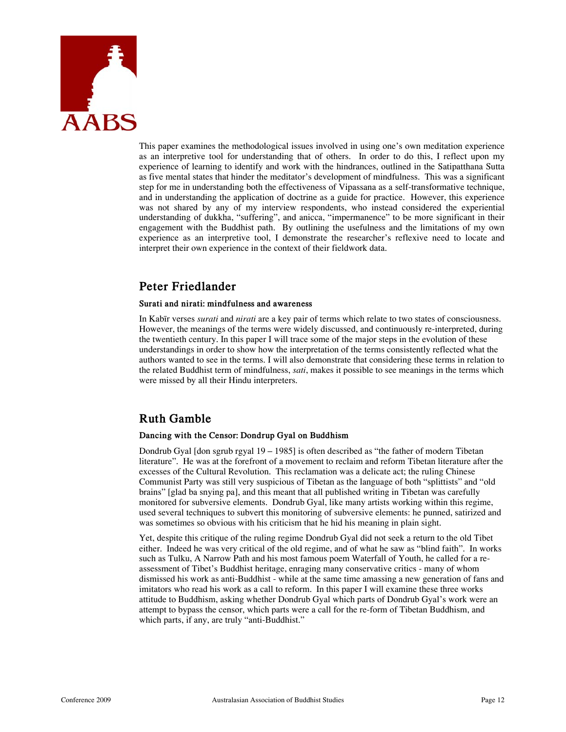This paper examines the methodological issues involved in using one's own meditation experience as an interpretive tool for understanding that of others. In order to do this, I reflect upon my experience of learning to identify and work with the hindrances, outlined in the Satipatthana Sutta as five mental states that hinder the meditator's development of mindfulness. This was a significant step for me in understanding both the effectiveness of Vipassana as a self-transformative technique, and in understanding the application of doctrine as a guide for practice. However, this experience was not shared by any of my interview respondents, who instead considered the experiential understanding of dukkha, "suffering", and anicca, "impermanence" to be more significant in their engagement with the Buddhist path. By outlining the usefulness and the limitations of my own experience as an interpretive tool, I demonstrate the researcher's reflexive need to locate and interpret their own experience in the context of their fieldwork data.

## Peter Friedlander

### Surati and nirati: mindfulness and awareness

In Kabīr verses *surati* and *nirati* are a key pair of terms which relate to two states of consciousness. However, the meanings of the terms were widely discussed, and continuously re-interpreted, during the twentieth century. In this paper I will trace some of the major steps in the evolution of these understandings in order to show how the interpretation of the terms consistently reflected what the authors wanted to see in the terms. I will also demonstrate that considering these terms in relation to the related Buddhist term of mindfulness, *sati*, makes it possible to see meanings in the terms which were missed by all their Hindu interpreters.

## Ruth Gamble

### Dancing with the Censor: Dondrup Gyal on Buddhism

Dondrub Gyal [don sgrub rgyal 19 – 1985] is often described as "the father of modern Tibetan literature". He was at the forefront of a movement to reclaim and reform Tibetan literature after the excesses of the Cultural Revolution. This reclamation was a delicate act; the ruling Chinese Communist Party was still very suspicious of Tibetan as the language of both "splittists" and "old brains" [glad ba snying pa], and this meant that all published writing in Tibetan was carefully monitored for subversive elements. Dondrub Gyal, like many artists working within this regime, used several techniques to subvert this monitoring of subversive elements: he punned, satirized and was sometimes so obvious with his criticism that he hid his meaning in plain sight.

Yet, despite this critique of the ruling regime Dondrub Gyal did not seek a return to the old Tibet either. Indeed he was very critical of the old regime, and of what he saw as "blind faith". In works such as Tulku, A Narrow Path and his most famous poem Waterfall of Youth, he called for a re-assessment of Tibet's Buddhist heritage, enraging many conservative critics - many of whom dismissed his work as anti-Buddhist - while at the same time amassing a new generation of fans and imitators who read his work as a call to reform. In this paper I will examine these three works attitude to Buddhism, asking whether Dondrub Gyal which parts of Dondrub Gyal's work were an attempt to bypass the censor, which parts were a call for the re-form of Tibetan Buddhism, and which parts, if any, are truly "anti-Buddhist."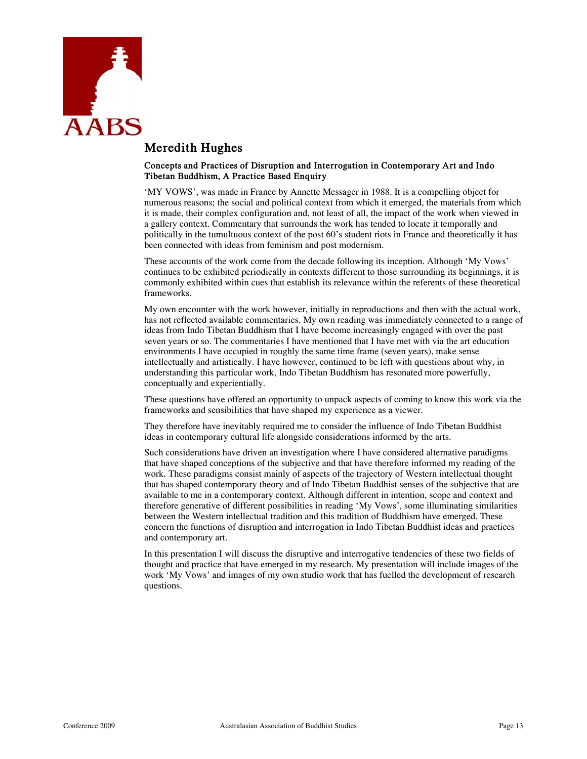## Meredith Hughes

### Concepts and Practices of Disruption and Interrogation in Contemporary Art and Indo Tibetan Buddhism, A Practice Based Enquiry

'MY VOWS', was made in France by Annette Messager in 1988. It is a compelling object for numerous reasons; the social and political context from which it emerged, the materials from which it is made, their complex configuration and, not least of all, the impact of the work when viewed in a gallery context. Commentary that surrounds the work has tended to locate it temporally and politically in the tumultuous context of the post 60's student riots in France and theoretically it has been connected with ideas from feminism and post modernism.

These accounts of the work come from the decade following its inception. Although 'My Vows' continues to be exhibited periodically in contexts different to those surrounding its beginnings, it is commonly exhibited within cues that establish its relevance within the referents of these theoretical frameworks.

My own encounter with the work however, initially in reproductions and then with the actual work, has not reflected available commentaries. My own reading was immediately connected to a range of ideas from Indo Tibetan Buddhism that I have become increasingly engaged with over the past seven years or so. The commentaries I have mentioned that I have met with via the art education environments I have occupied in roughly the same time frame (seven years), make sense intellectually and artistically. I have however, continued to be left with questions about why, in understanding this particular work, Indo Tibetan Buddhism has resonated more powerfully, conceptually and experientially.

These questions have offered an opportunity to unpack aspects of coming to know this work via the frameworks and sensibilities that have shaped my experience as a viewer.

They therefore have inevitably required me to consider the influence of Indo Tibetan Buddhist ideas in contemporary cultural life alongside considerations informed by the arts.

Such considerations have driven an investigation where I have considered alternative paradigms that have shaped conceptions of the subjective and that have therefore informed my reading of the work. These paradigms consist mainly of aspects of the trajectory of Western intellectual thought that has shaped contemporary theory and of Indo Tibetan Buddhist senses of the subjective that are available to me in a contemporary context. Although different in intention, scope and context and therefore generative of different possibilities in reading 'My Vows', some illuminating similarities between the Western intellectual tradition and this tradition of Buddhism have emerged. These concern the functions of disruption and interrogation in Indo Tibetan Buddhist ideas and practices and contemporary art.

In this presentation I will discuss the disruptive and interrogative tendencies of these two fields of thought and practice that have emerged in my research. My presentation will include images of the work 'My Vows' and images of my own studio work that has fuelled the development of research questions.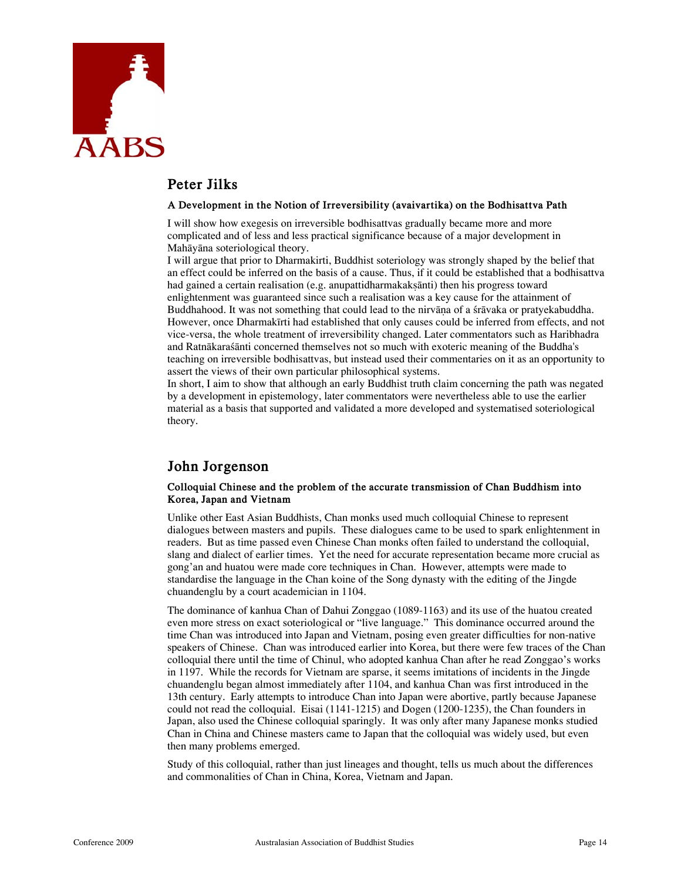## Peter Jilks

**A Development in the Notion of Irreversibility (avaivartika) on the Bodhisattva Path**

I will show how exegesis on irreversible bodhisattvas gradually became more and more complicated and of less and less practical significance because of a major development in Mahāyāna soteriological theory.
I will argue that prior to Dharmakirti, Buddhist soteriology was strongly shaped by the belief that an effect could be inferred on the basis of a cause. Thus, if it could be established that a bodhisattva had gained a certain realisation (e.g. anupattidharmakakṣānti) then his progress toward enlightenment was guaranteed since such a realisation was a key cause for the attainment of Buddhahood. It was not something that could lead to the nirvāṇa of a śrāvaka or pratyekabuddha. However, once Dharmakīrti had established that only causes could be inferred from effects, and not vice-versa, the whole treatment of irreversibility changed. Later commentators such as Haribhadra and Ratnākaraśānti concerned themselves not so much with exoteric meaning of the Buddha's teaching on irreversible bodhisattvas, but instead used their commentaries on it as an opportunity to assert the views of their own particular philosophical systems.
In short, I aim to show that although an early Buddhist truth claim concerning the path was negated by a development in epistemology, later commentators were nevertheless able to use the earlier material as a basis that supported and validated a more developed and systematised soteriological theory.

## John Jorgenson

**Colloquial Chinese and the problem of the accurate transmission of Chan Buddhism into Korea, Japan and Vietnam**

Unlike other East Asian Buddhists, Chan monks used much colloquial Chinese to represent dialogues between masters and pupils. These dialogues came to be used to spark enlightenment in readers. But as time passed even Chinese Chan monks often failed to understand the colloquial, slang and dialect of earlier times. Yet the need for accurate representation became more crucial as gong'an and huatou were made core techniques in Chan. However, attempts were made to standardise the language in the Chan koine of the Song dynasty with the editing of the Jingde chuandenglu by a court academician in 1104.

The dominance of kanhua Chan of Dahui Zonggao (1089-1163) and its use of the huatou created even more stress on exact soteriological or "live language." This dominance occurred around the time Chan was introduced into Japan and Vietnam, posing even greater difficulties for non-native speakers of Chinese. Chan was introduced earlier into Korea, but there were few traces of the Chan colloquial there until the time of Chinul, who adopted kanhua Chan after he read Zonggao's works in 1197. While the records for Vietnam are sparse, it seems imitations of incidents in the Jingde chuandenglu began almost immediately after 1104, and kanhua Chan was first introduced in the 13th century. Early attempts to introduce Chan into Japan were abortive, partly because Japanese could not read the colloquial. Eisai (1141-1215) and Dogen (1200-1235), the Chan founders in Japan, also used the Chinese colloquial sparingly. It was only after many Japanese monks studied Chan in China and Chinese masters came to Japan that the colloquial was widely used, but even then many problems emerged.

Study of this colloquial, rather than just lineages and thought, tells us much about the differences and commonalities of Chan in China, Korea, Vietnam and Japan.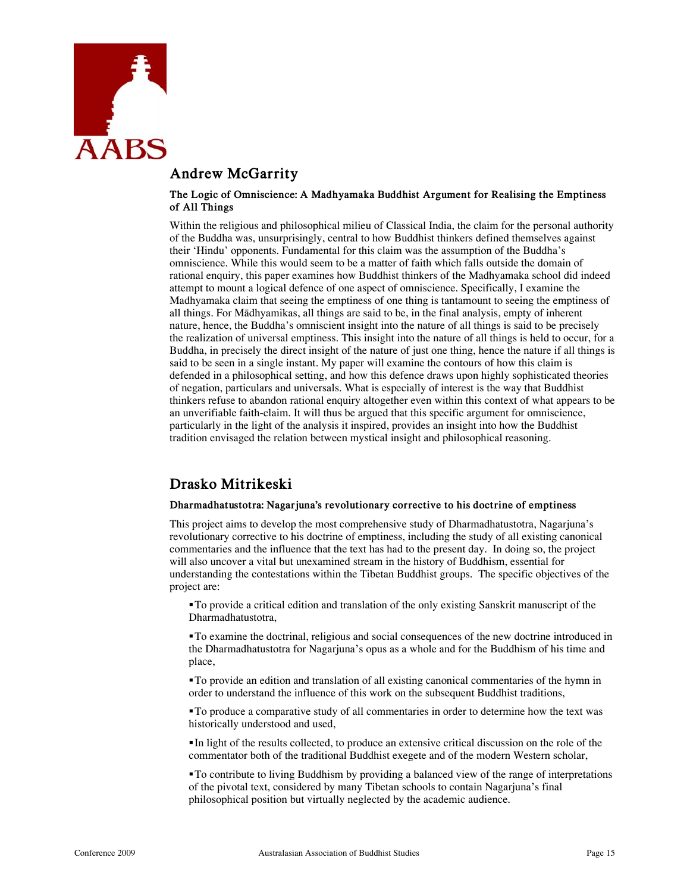## Andrew McGarrity

**The Logic of Omniscience: A Madhyamaka Buddhist Argument for Realising the Emptiness of All Things**

Within the religious and philosophical milieu of Classical India, the claim for the personal authority of the Buddha was, unsurprisingly, central to how Buddhist thinkers defined themselves against their 'Hindu' opponents. Fundamental for this claim was the assumption of the Buddha's omniscience. While this would seem to be a matter of faith which falls outside the domain of rational enquiry, this paper examines how Buddhist thinkers of the Madhyamaka school did indeed attempt to mount a logical defence of one aspect of omniscience. Specifically, I examine the Madhyamaka claim that seeing the emptiness of one thing is tantamount to seeing the emptiness of all things. For Mādhyamikas, all things are said to be, in the final analysis, empty of inherent nature, hence, the Buddha's omniscient insight into the nature of all things is said to be precisely the realization of universal emptiness. This insight into the nature of all things is held to occur, for a Buddha, in precisely the direct insight of the nature of just one thing, hence the nature if all things is said to be seen in a single instant. My paper will examine the contours of how this claim is defended in a philosophical setting, and how this defence draws upon highly sophisticated theories of negation, particulars and universals. What is especially of interest is the way that Buddhist thinkers refuse to abandon rational enquiry altogether even within this context of what appears to be an unverifiable faith-claim. It will thus be argued that this specific argument for omniscience, particularly in the light of the analysis it inspired, provides an insight into how the Buddhist tradition envisaged the relation between mystical insight and philosophical reasoning.

## Drasko Mitrikeski

**Dharmadhatustotra: Nagarjuna's revolutionary corrective to his doctrine of emptiness**

This project aims to develop the most comprehensive study of Dharmadhatustotra, Nagarjuna's revolutionary corrective to his doctrine of emptiness, including the study of all existing canonical commentaries and the influence that the text has had to the present day. In doing so, the project will also uncover a vital but unexamined stream in the history of Buddhism, essential for understanding the contestations within the Tibetan Buddhist groups. The specific objectives of the project are:

- To provide a critical edition and translation of the only existing Sanskrit manuscript of the Dharmadhatustotra,
- To examine the doctrinal, religious and social consequences of the new doctrine introduced in the Dharmadhatustotra for Nagarjuna's opus as a whole and for the Buddhism of his time and place,
- To provide an edition and translation of all existing canonical commentaries of the hymn in order to understand the influence of this work on the subsequent Buddhist traditions,
- To produce a comparative study of all commentaries in order to determine how the text was historically understood and used,
- In light of the results collected, to produce an extensive critical discussion on the role of the commentator both of the traditional Buddhist exegete and of the modern Western scholar,
- To contribute to living Buddhism by providing a balanced view of the range of interpretations of the pivotal text, considered by many Tibetan schools to contain Nagarjuna's final philosophical position but virtually neglected by the academic audience.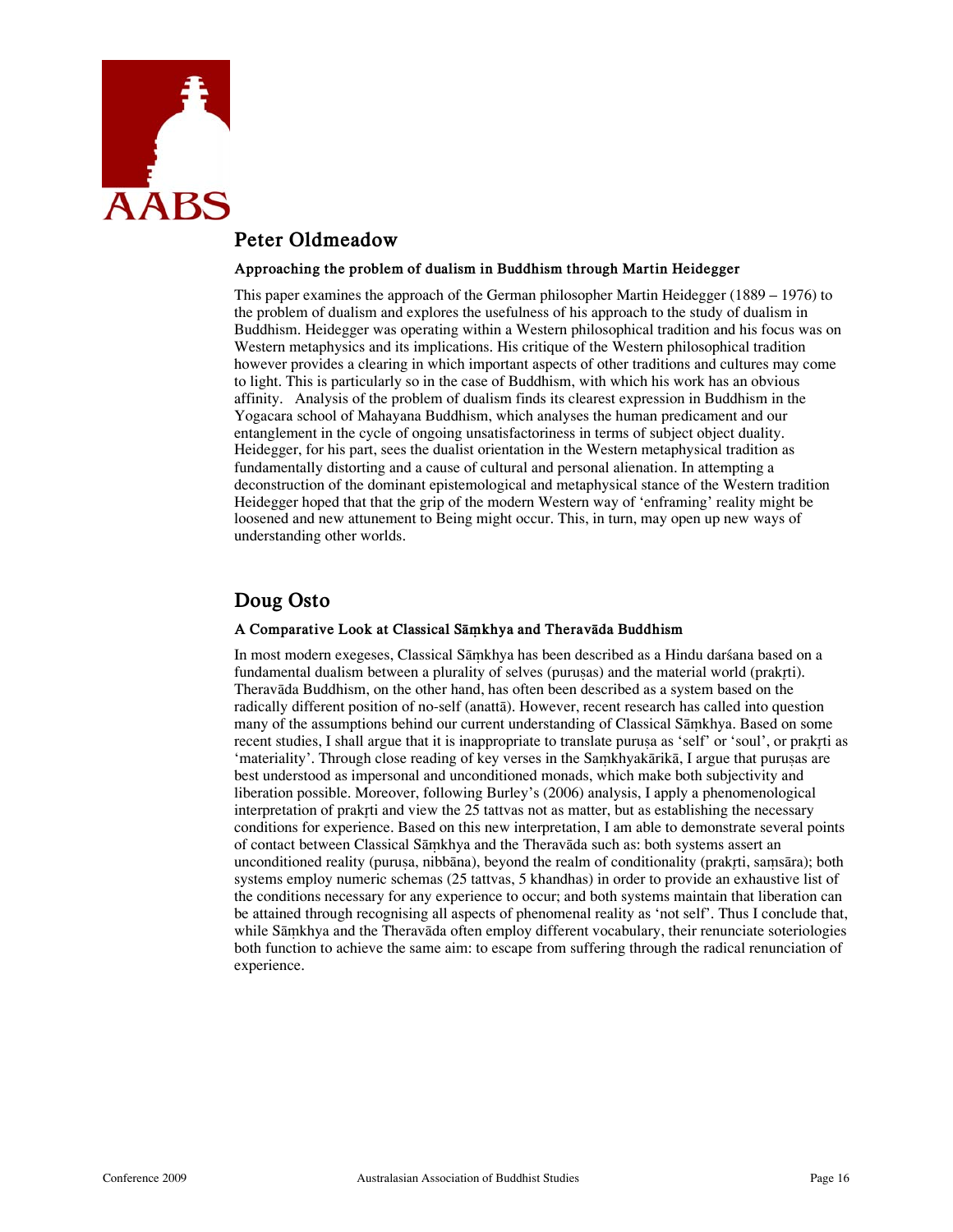## Peter Oldmeadow

### Approaching the problem of dualism in Buddhism through Martin Heidegger

This paper examines the approach of the German philosopher Martin Heidegger (1889 – 1976) to the problem of dualism and explores the usefulness of his approach to the study of dualism in Buddhism. Heidegger was operating within a Western philosophical tradition and his focus was on Western metaphysics and its implications. His critique of the Western philosophical tradition however provides a clearing in which important aspects of other traditions and cultures may come to light. This is particularly so in the case of Buddhism, with which his work has an obvious affinity. Analysis of the problem of dualism finds its clearest expression in Buddhism in the Yogacara school of Mahayana Buddhism, which analyses the human predicament and our entanglement in the cycle of ongoing unsatisfactoriness in terms of subject object duality. Heidegger, for his part, sees the dualist orientation in the Western metaphysical tradition as fundamentally distorting and a cause of cultural and personal alienation. In attempting a deconstruction of the dominant epistemological and metaphysical stance of the Western tradition Heidegger hoped that that the grip of the modern Western way of 'enframing' reality might be loosened and new attunement to Being might occur. This, in turn, may open up new ways of understanding other worlds.

## Doug Osto

### A Comparative Look at Classical Sāṃkhya and Theravāda Buddhism

In most modern exegeses, Classical Sāṃkhya has been described as a Hindu darśana based on a fundamental dualism between a plurality of selves (puruṣas) and the material world (prakṛti). Theravāda Buddhism, on the other hand, has often been described as a system based on the radically different position of no-self (anattā). However, recent research has called into question many of the assumptions behind our current understanding of Classical Sāṃkhya. Based on some recent studies, I shall argue that it is inappropriate to translate puruṣa as 'self' or 'soul', or prakṛti as 'materiality'. Through close reading of key verses in the Saṃkhyakārikā, I argue that puruṣas are best understood as impersonal and unconditioned monads, which make both subjectivity and liberation possible. Moreover, following Burley's (2006) analysis, I apply a phenomenological interpretation of prakṛti and view the 25 tattvas not as matter, but as establishing the necessary conditions for experience. Based on this new interpretation, I am able to demonstrate several points of contact between Classical Sāṃkhya and the Theravāda such as: both systems assert an unconditioned reality (puruṣa, nibbāna), beyond the realm of conditionality (prakṛti, saṃsāra); both systems employ numeric schemas (25 tattvas, 5 khandhas) in order to provide an exhaustive list of the conditions necessary for any experience to occur; and both systems maintain that liberation can be attained through recognising all aspects of phenomenal reality as 'not self'. Thus I conclude that, while Sāṃkhya and the Theravāda often employ different vocabulary, their renunciate soteriologies both function to achieve the same aim: to escape from suffering through the radical renunciation of experience.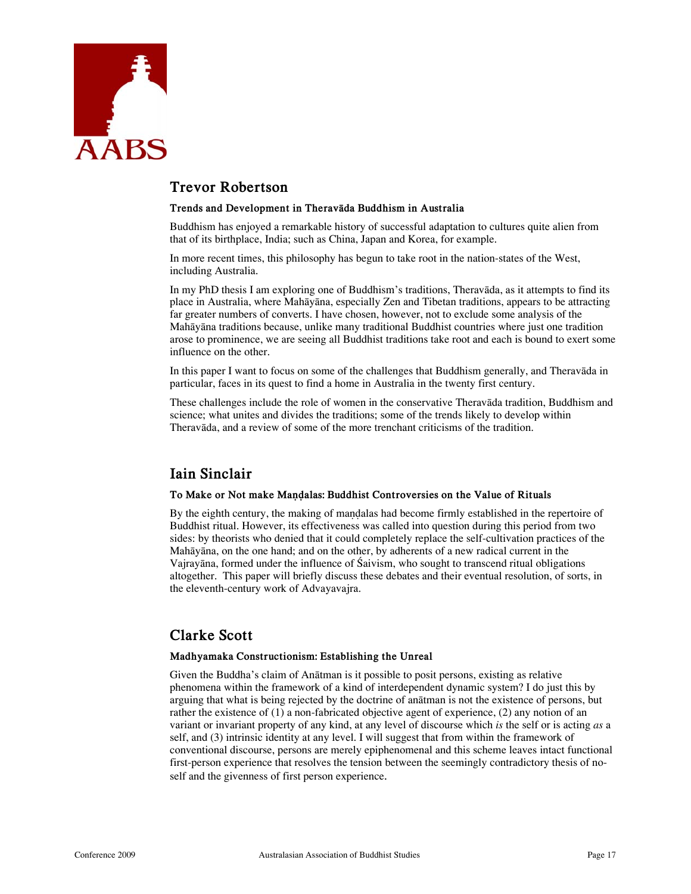## Trevor Robertson

### Trends and Development in Theravāda Buddhism in Australia

Buddhism has enjoyed a remarkable history of successful adaptation to cultures quite alien from that of its birthplace, India; such as China, Japan and Korea, for example.

In more recent times, this philosophy has begun to take root in the nation-states of the West, including Australia.

In my PhD thesis I am exploring one of Buddhism's traditions, Theravāda, as it attempts to find its place in Australia, where Mahāyāna, especially Zen and Tibetan traditions, appears to be attracting far greater numbers of converts. I have chosen, however, not to exclude some analysis of the Mahāyāna traditions because, unlike many traditional Buddhist countries where just one tradition arose to prominence, we are seeing all Buddhist traditions take root and each is bound to exert some influence on the other.

In this paper I want to focus on some of the challenges that Buddhism generally, and Theravāda in particular, faces in its quest to find a home in Australia in the twenty first century.

These challenges include the role of women in the conservative Theravāda tradition, Buddhism and science; what unites and divides the traditions; some of the trends likely to develop within Theravāda, and a review of some of the more trenchant criticisms of the tradition.

## Iain Sinclair

### To Make or Not make Maṇḍalas: Buddhist Controversies on the Value of Rituals

By the eighth century, the making of maṇḍalas had become firmly established in the repertoire of Buddhist ritual. However, its effectiveness was called into question during this period from two sides: by theorists who denied that it could completely replace the self-cultivation practices of the Mahāyāna, on the one hand; and on the other, by adherents of a new radical current in the Vajrayāna, formed under the influence of Śaivism, who sought to transcend ritual obligations altogether. This paper will briefly discuss these debates and their eventual resolution, of sorts, in the eleventh-century work of Advayavajra.

## Clarke Scott

### Madhyamaka Constructionism: Establishing the Unreal

Given the Buddha's claim of Anātman is it possible to posit persons, existing as relative phenomena within the framework of a kind of interdependent dynamic system? I do just this by arguing that what is being rejected by the doctrine of anātman is not the existence of persons, but rather the existence of (1) a non-fabricated objective agent of experience, (2) any notion of an variant or invariant property of any kind, at any level of discourse which *is* the self or is acting *as* a self, and (3) intrinsic identity at any level. I will suggest that from within the framework of conventional discourse, persons are merely epiphenomenal and this scheme leaves intact functional first-person experience that resolves the tension between the seemingly contradictory thesis of no-self and the givenness of first person experience.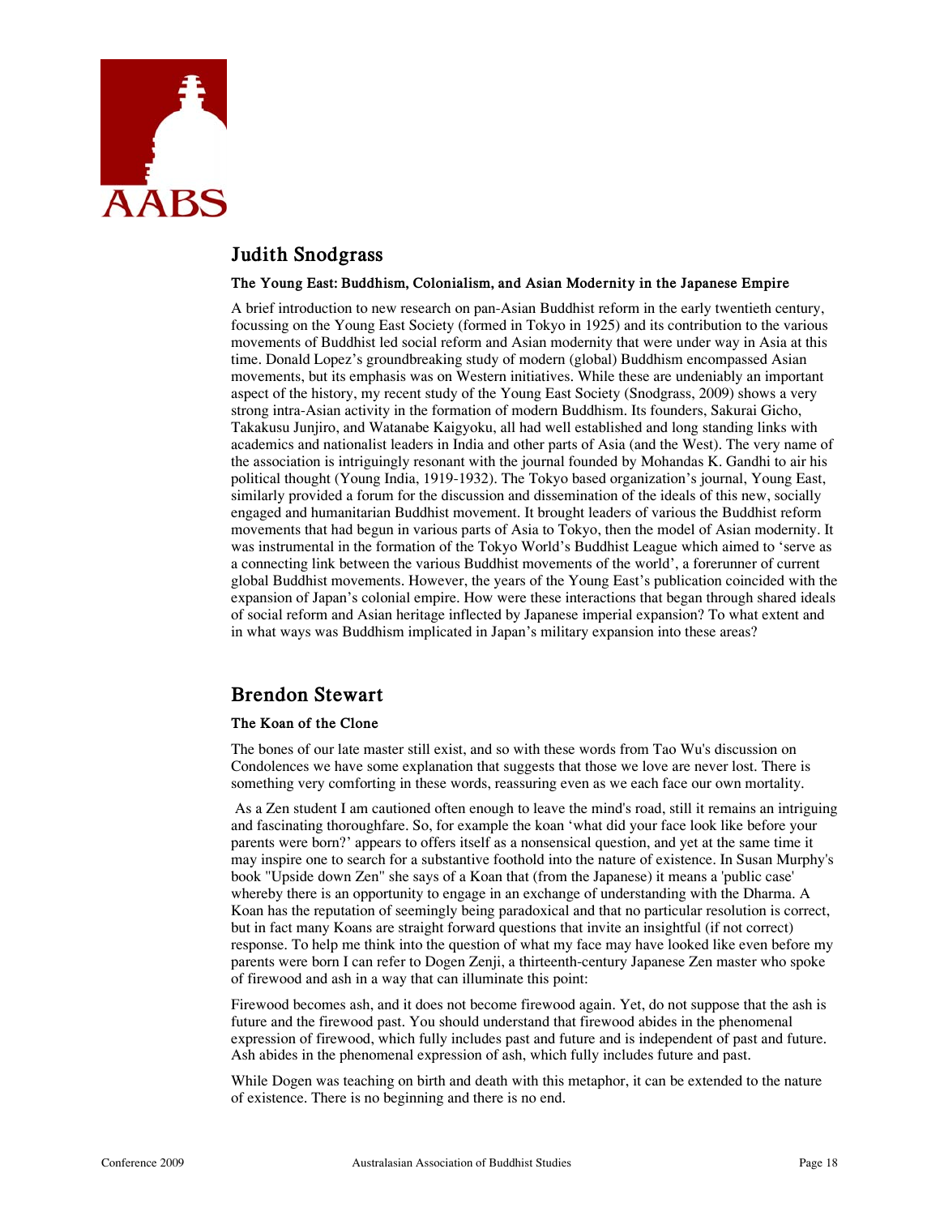## Judith Snodgrass

### The Young East: Buddhism, Colonialism, and Asian Modernity in the Japanese Empire

A brief introduction to new research on pan-Asian Buddhist reform in the early twentieth century, focussing on the Young East Society (formed in Tokyo in 1925) and its contribution to the various movements of Buddhist led social reform and Asian modernity that were under way in Asia at this time. Donald Lopez's groundbreaking study of modern (global) Buddhism encompassed Asian movements, but its emphasis was on Western initiatives. While these are undeniably an important aspect of the history, my recent study of the Young East Society (Snodgrass, 2009) shows a very strong intra-Asian activity in the formation of modern Buddhism. Its founders, Sakurai Gicho, Takakusu Junjiro, and Watanabe Kaigyoku, all had well established and long standing links with academics and nationalist leaders in India and other parts of Asia (and the West). The very name of the association is intriguingly resonant with the journal founded by Mohandas K. Gandhi to air his political thought (Young India, 1919-1932). The Tokyo based organization's journal, Young East, similarly provided a forum for the discussion and dissemination of the ideals of this new, socially engaged and humanitarian Buddhist movement. It brought leaders of various the Buddhist reform movements that had begun in various parts of Asia to Tokyo, then the model of Asian modernity. It was instrumental in the formation of the Tokyo World's Buddhist League which aimed to 'serve as a connecting link between the various Buddhist movements of the world', a forerunner of current global Buddhist movements. However, the years of the Young East's publication coincided with the expansion of Japan's colonial empire. How were these interactions that began through shared ideals of social reform and Asian heritage inflected by Japanese imperial expansion? To what extent and in what ways was Buddhism implicated in Japan's military expansion into these areas?

## Brendon Stewart

### The Koan of the Clone

The bones of our late master still exist, and so with these words from Tao Wu's discussion on Condolences we have some explanation that suggests that those we love are never lost. There is something very comforting in these words, reassuring even as we each face our own mortality.

As a Zen student I am cautioned often enough to leave the mind's road, still it remains an intriguing and fascinating thoroughfare. So, for example the koan 'what did your face look like before your parents were born?' appears to offers itself as a nonsensical question, and yet at the same time it may inspire one to search for a substantive foothold into the nature of existence. In Susan Murphy's book "Upside down Zen" she says of a Koan that (from the Japanese) it means a 'public case' whereby there is an opportunity to engage in an exchange of understanding with the Dharma. A Koan has the reputation of seemingly being paradoxical and that no particular resolution is correct, but in fact many Koans are straight forward questions that invite an insightful (if not correct) response. To help me think into the question of what my face may have looked like even before my parents were born I can refer to Dogen Zenji, a thirteenth-century Japanese Zen master who spoke of firewood and ash in a way that can illuminate this point:

Firewood becomes ash, and it does not become firewood again. Yet, do not suppose that the ash is future and the firewood past. You should understand that firewood abides in the phenomenal expression of firewood, which fully includes past and future and is independent of past and future. Ash abides in the phenomenal expression of ash, which fully includes future and past.

While Dogen was teaching on birth and death with this metaphor, it can be extended to the nature of existence. There is no beginning and there is no end.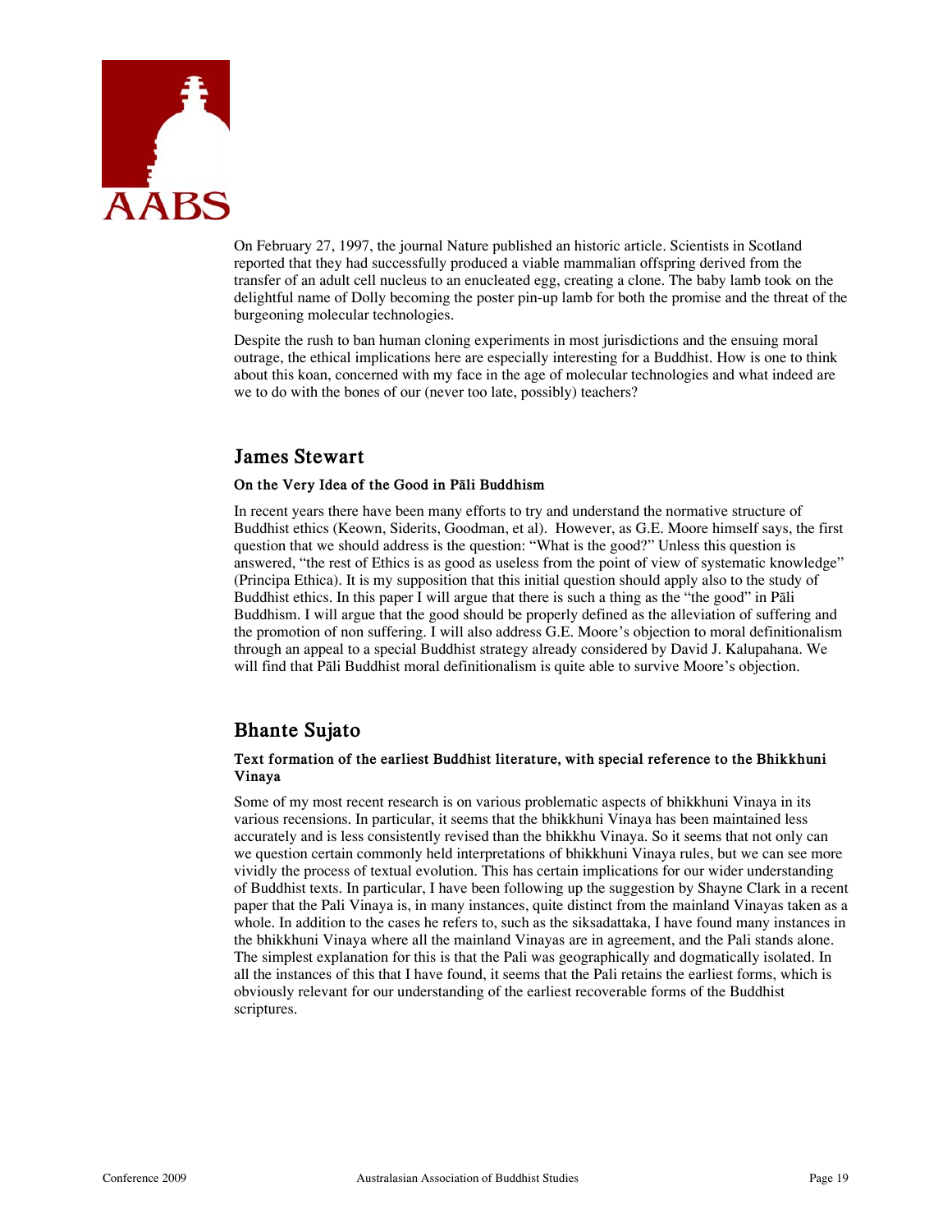On February 27, 1997, the journal Nature published an historic article. Scientists in Scotland reported that they had successfully produced a viable mammalian offspring derived from the transfer of an adult cell nucleus to an enucleated egg, creating a clone. The baby lamb took on the delightful name of Dolly becoming the poster pin-up lamb for both the promise and the threat of the burgeoning molecular technologies.

Despite the rush to ban human cloning experiments in most jurisdictions and the ensuing moral outrage, the ethical implications here are especially interesting for a Buddhist. How is one to think about this koan, concerned with my face in the age of molecular technologies and what indeed are we to do with the bones of our (never too late, possibly) teachers?

## James Stewart

### On the Very Idea of the Good in Pāli Buddhism

In recent years there have been many efforts to try and understand the normative structure of Buddhist ethics (Keown, Siderits, Goodman, et al). However, as G.E. Moore himself says, the first question that we should address is the question: "What is the good?" Unless this question is answered, "the rest of Ethics is as good as useless from the point of view of systematic knowledge" (Principa Ethica). It is my supposition that this initial question should apply also to the study of Buddhist ethics. In this paper I will argue that there is such a thing as the "the good" in Pāli Buddhism. I will argue that the good should be properly defined as the alleviation of suffering and the promotion of non suffering. I will also address G.E. Moore's objection to moral definitionalism through an appeal to a special Buddhist strategy already considered by David J. Kalupahana. We will find that Pāli Buddhist moral definitionalism is quite able to survive Moore's objection.

## Bhante Sujato

### Text formation of the earliest Buddhist literature, with special reference to the Bhikkhuni Vinaya

Some of my most recent research is on various problematic aspects of bhikkhuni Vinaya in its various recensions. In particular, it seems that the bhikkhuni Vinaya has been maintained less accurately and is less consistently revised than the bhikkhu Vinaya. So it seems that not only can we question certain commonly held interpretations of bhikkhuni Vinaya rules, but we can see more vividly the process of textual evolution. This has certain implications for our wider understanding of Buddhist texts. In particular, I have been following up the suggestion by Shayne Clark in a recent paper that the Pali Vinaya is, in many instances, quite distinct from the mainland Vinayas taken as a whole. In addition to the cases he refers to, such as the siksadattaka, I have found many instances in the bhikkhuni Vinaya where all the mainland Vinayas are in agreement, and the Pali stands alone. The simplest explanation for this is that the Pali was geographically and dogmatically isolated. In all the instances of this that I have found, it seems that the Pali retains the earliest forms, which is obviously relevant for our understanding of the earliest recoverable forms of the Buddhist scriptures.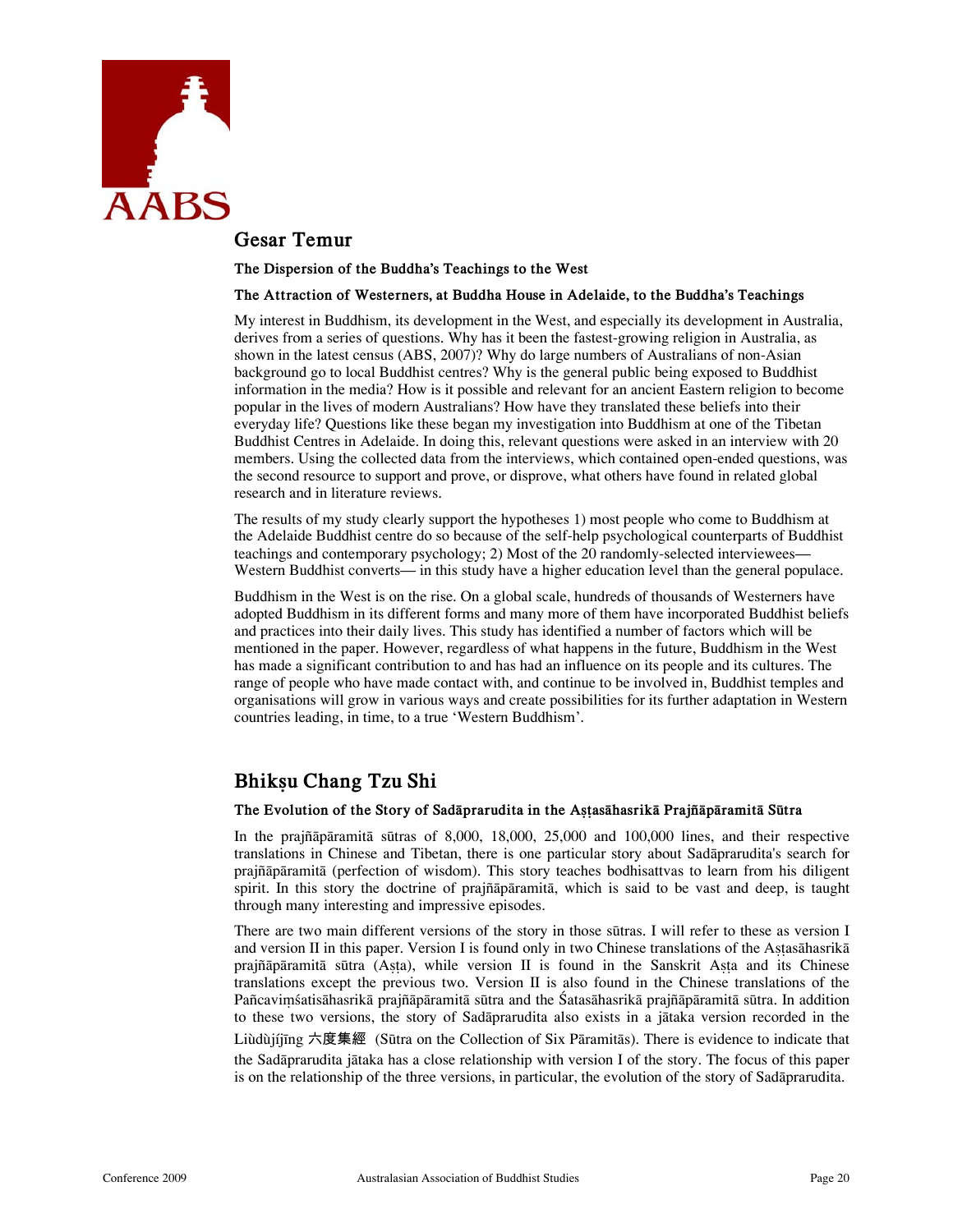## Gesar Temur

**The Dispersion of the Buddha's Teachings to the West**

**The Attraction of Westerners, at Buddha House in Adelaide, to the Buddha's Teachings**

My interest in Buddhism, its development in the West, and especially its development in Australia, derives from a series of questions. Why has it been the fastest-growing religion in Australia, as shown in the latest census (ABS, 2007)? Why do large numbers of Australians of non-Asian background go to local Buddhist centres? Why is the general public being exposed to Buddhist information in the media? How is it possible and relevant for an ancient Eastern religion to become popular in the lives of modern Australians? How have they translated these beliefs into their everyday life? Questions like these began my investigation into Buddhism at one of the Tibetan Buddhist Centres in Adelaide. In doing this, relevant questions were asked in an interview with 20 members. Using the collected data from the interviews, which contained open-ended questions, was the second resource to support and prove, or disprove, what others have found in related global research and in literature reviews.

The results of my study clearly support the hypotheses 1) most people who come to Buddhism at the Adelaide Buddhist centre do so because of the self-help psychological counterparts of Buddhist teachings and contemporary psychology; 2) Most of the 20 randomly-selected interviewees—Western Buddhist converts— in this study have a higher education level than the general populace.

Buddhism in the West is on the rise. On a global scale, hundreds of thousands of Westerners have adopted Buddhism in its different forms and many more of them have incorporated Buddhist beliefs and practices into their daily lives. This study has identified a number of factors which will be mentioned in the paper. However, regardless of what happens in the future, Buddhism in the West has made a significant contribution to and has had an influence on its people and its cultures. The range of people who have made contact with, and continue to be involved in, Buddhist temples and organisations will grow in various ways and create possibilities for its further adaptation in Western countries leading, in time, to a true 'Western Buddhism'.

## Bhikṣu Chang Tzu Shi

**The Evolution of the Story of Sadāprarudita in the Aṣṭasāhasrikā Prajñāpāramitā Sūtra**

In the prajñāpāramitā sūtras of 8,000, 18,000, 25,000 and 100,000 lines, and their respective translations in Chinese and Tibetan, there is one particular story about Sadāprarudita's search for prajñāpāramitā (perfection of wisdom). This story teaches bodhisattvas to learn from his diligent spirit. In this story the doctrine of prajñāpāramitā, which is said to be vast and deep, is taught through many interesting and impressive episodes.

There are two main different versions of the story in those sūtras. I will refer to these as version I and version II in this paper. Version I is found only in two Chinese translations of the Aṣṭasāhasrikā prajñāpāramitā sūtra (Aṣṭa), while version II is found in the Sanskrit Aṣṭa and its Chinese translations except the previous two. Version II is also found in the Chinese translations of the Pañcaviṃśatisāhasrikā prajñāpāramitā sūtra and the Śatasāhasrikā prajñāpāramitā sūtra. In addition to these two versions, the story of Sadāprarudita also exists in a jātaka version recorded in the Liùdùjíjīng 六度集經 (Sūtra on the Collection of Six Pāramitās). There is evidence to indicate that the Sadāprarudita jātaka has a close relationship with version I of the story. The focus of this paper is on the relationship of the three versions, in particular, the evolution of the story of Sadāprarudita.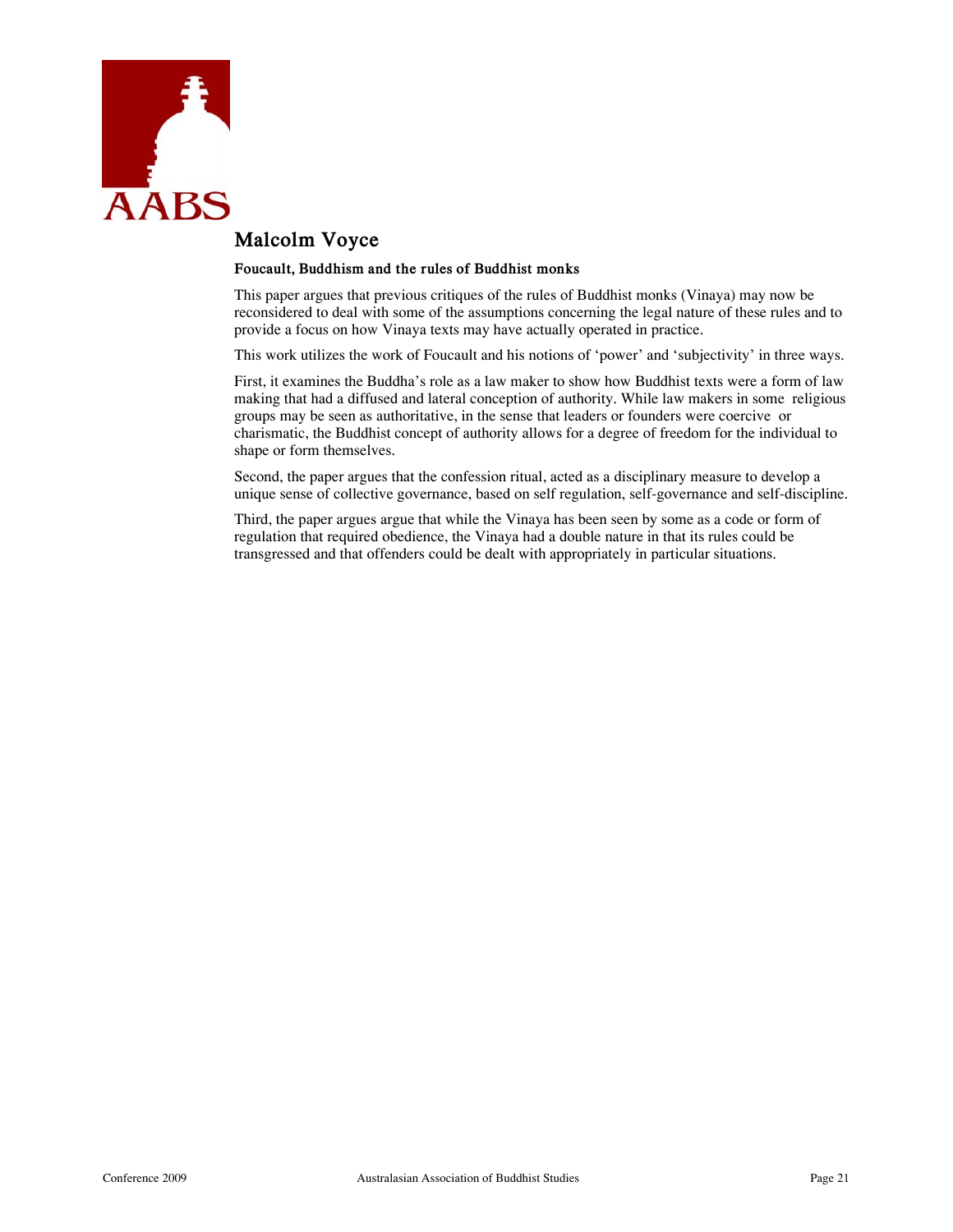## Malcolm Voyce

### Foucault, Buddhism and the rules of Buddhist monks

This paper argues that previous critiques of the rules of Buddhist monks (Vinaya) may now be reconsidered to deal with some of the assumptions concerning the legal nature of these rules and to provide a focus on how Vinaya texts may have actually operated in practice.

This work utilizes the work of Foucault and his notions of 'power' and 'subjectivity' in three ways.

First, it examines the Buddha's role as a law maker to show how Buddhist texts were a form of law making that had a diffused and lateral conception of authority. While law makers in some religious groups may be seen as authoritative, in the sense that leaders or founders were coercive or charismatic, the Buddhist concept of authority allows for a degree of freedom for the individual to shape or form themselves.

Second, the paper argues that the confession ritual, acted as a disciplinary measure to develop a unique sense of collective governance, based on self regulation, self-governance and self-discipline.

Third, the paper argues argue that while the Vinaya has been seen by some as a code or form of regulation that required obedience, the Vinaya had a double nature in that its rules could be transgressed and that offenders could be dealt with appropriately in particular situations.